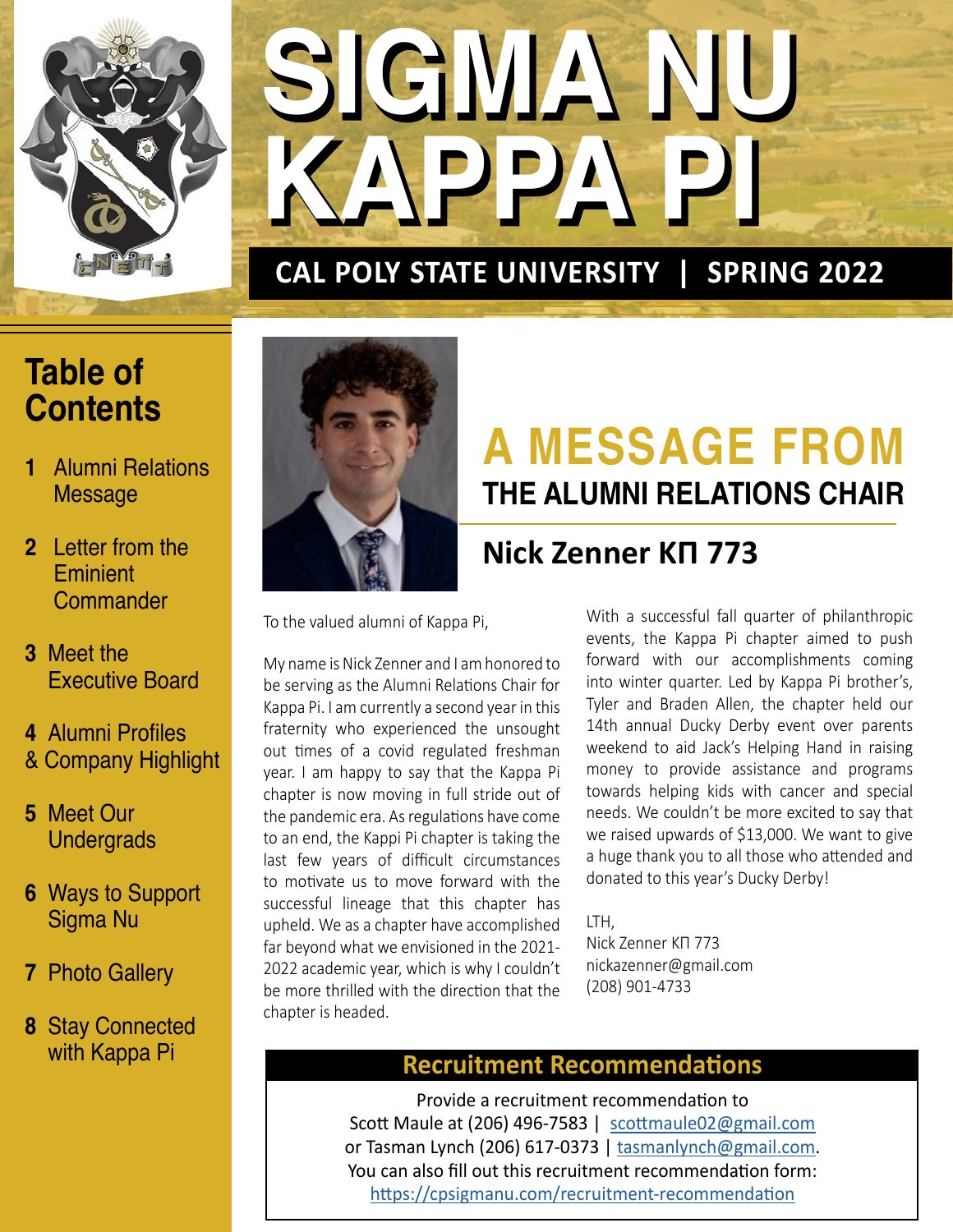# SIGMA NU KAPPA PI

## CAL POLY STATE UNIVERSITY | SPRING 2022

## Table of Contents

1. Alumni Relations Message
2. Letter from the Eminient Commander
3. Meet the Executive Board
4. Alumni Profiles & Company Highlight
5. Meet Our Undergrads
6. Ways to Support Sigma Nu
7. Photo Gallery
8. Stay Connected with Kappa Pi

# A MESSAGE FROM THE ALUMNI RELATIONS CHAIR

## Nick Zenner KП 773

To the valued alumni of Kappa Pi,

My name is Nick Zenner and I am honored to be serving as the Alumni Relations Chair for Kappa Pi. I am currently a second year in this fraternity who experienced the unsought out times of a covid regulated freshman year. I am happy to say that the Kappa Pi chapter is now moving in full stride out of the pandemic era. As regulations have come to an end, the Kappi Pi chapter is taking the last few years of difficult circumstances to motivate us to move forward with the successful lineage that this chapter has upheld. We as a chapter have accomplished far beyond what we envisioned in the 2021-2022 academic year, which is why I couldn't be more thrilled with the direction that the chapter is headed.

With a successful fall quarter of philanthropic events, the Kappa Pi chapter aimed to push forward with our accomplishments coming into winter quarter. Led by Kappa Pi brother's, Tyler and Braden Allen, the chapter held our 14th annual Ducky Derby event over parents weekend to aid Jack's Helping Hand in raising money to provide assistance and programs towards helping kids with cancer and special needs. We couldn't be more excited to say that we raised upwards of $13,000. We want to give a huge thank you to all those who attended and donated to this year's Ducky Derby!

LTH,
Nick Zenner KП 773
nickazenner@gmail.com
(208) 901-4733

### Recruitment Recommendations

Provide a recruitment recommendation to
Scott Maule at (206) 496-7583 | scottmaule02@gmail.com
or Tasman Lynch (206) 617-0373 | tasmanlynch@gmail.com.
You can also fill out this recruitment recommendation form:
https://cpsigmanu.com/recruitment-recommendation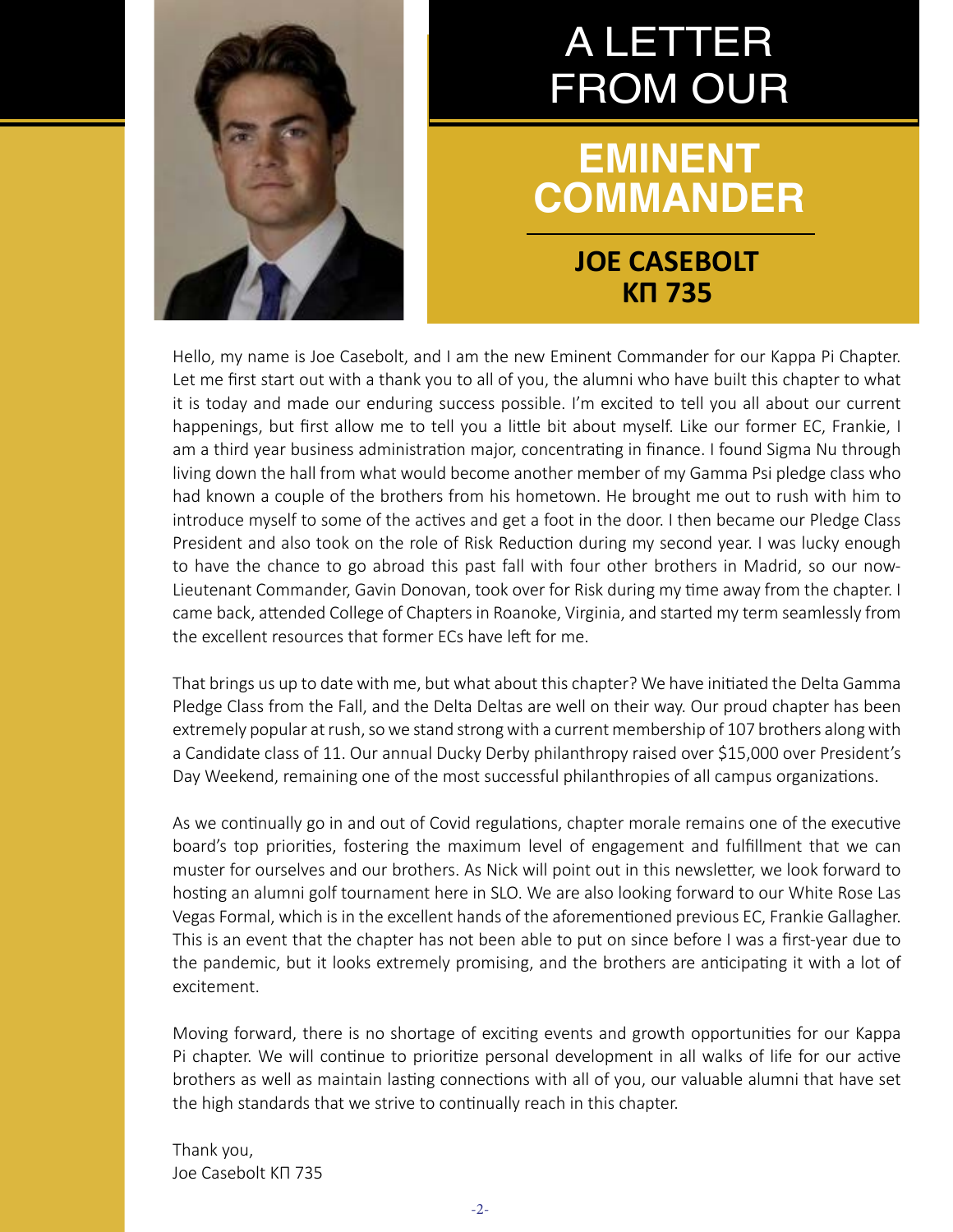# A LETTER FROM OUR EMINENT COMMANDER

## JOE CASEBOLT
## KΠ 735

Hello, my name is Joe Casebolt, and I am the new Eminent Commander for our Kappa Pi Chapter. Let me first start out with a thank you to all of you, the alumni who have built this chapter to what it is today and made our enduring success possible. I'm excited to tell you all about our current happenings, but first allow me to tell you a little bit about myself. Like our former EC, Frankie, I am a third year business administration major, concentrating in finance. I found Sigma Nu through living down the hall from what would become another member of my Gamma Psi pledge class who had known a couple of the brothers from his hometown. He brought me out to rush with him to introduce myself to some of the actives and get a foot in the door. I then became our Pledge Class President and also took on the role of Risk Reduction during my second year. I was lucky enough to have the chance to go abroad this past fall with four other brothers in Madrid, so our now-Lieutenant Commander, Gavin Donovan, took over for Risk during my time away from the chapter. I came back, attended College of Chapters in Roanoke, Virginia, and started my term seamlessly from the excellent resources that former ECs have left for me.

That brings us up to date with me, but what about this chapter? We have initiated the Delta Gamma Pledge Class from the Fall, and the Delta Deltas are well on their way. Our proud chapter has been extremely popular at rush, so we stand strong with a current membership of 107 brothers along with a Candidate class of 11. Our annual Ducky Derby philanthropy raised over $15,000 over President's Day Weekend, remaining one of the most successful philanthropies of all campus organizations.

As we continually go in and out of Covid regulations, chapter morale remains one of the executive board's top priorities, fostering the maximum level of engagement and fulfillment that we can muster for ourselves and our brothers. As Nick will point out in this newsletter, we look forward to hosting an alumni golf tournament here in SLO. We are also looking forward to our White Rose Las Vegas Formal, which is in the excellent hands of the aforementioned previous EC, Frankie Gallagher. This is an event that the chapter has not been able to put on since before I was a first-year due to the pandemic, but it looks extremely promising, and the brothers are anticipating it with a lot of excitement.

Moving forward, there is no shortage of exciting events and growth opportunities for our Kappa Pi chapter. We will continue to prioritize personal development in all walks of life for our active brothers as well as maintain lasting connections with all of you, our valuable alumni that have set the high standards that we strive to continually reach in this chapter.

Thank you,
Joe Casebolt KΠ 735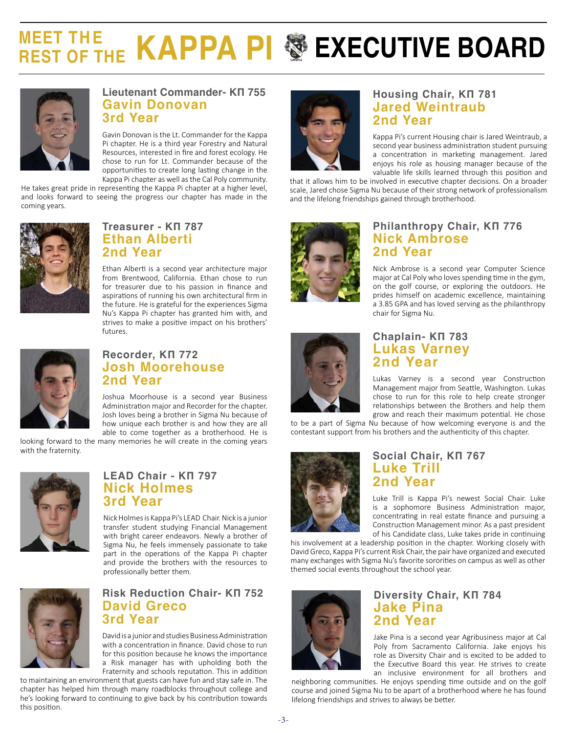# MEET THE REST OF THE KAPPA PI EXECUTIVE BOARD

### Lieutenant Commander- KΠ 755
## Gavin Donovan
## 3rd Year

Gavin Donovan is the Lt. Commander for the Kappa Pi chapter. He is a third year Forestry and Natural Resources, interested in fire and forest ecology. He chose to run for Lt. Commander because of the opportunities to create long lasting change in the Kappa Pi chapter as well as the Cal Poly community. He takes great pride in representing the Kappa Pi chapter at a higher level, and looks forward to seeing the progress our chapter has made in the coming years.

### Treasurer - KΠ 787
## Ethan Alberti
## 2nd Year

Ethan Alberti is a second year architecture major from Brentwood, California. Ethan chose to run for treasurer due to his passion in finance and aspirations of running his own architectural firm in the future. He is grateful for the experiences Sigma Nu's Kappa Pi chapter has granted him with, and strives to make a positive impact on his brothers' futures.

### Recorder, KΠ 772
## Josh Moorehouse
## 2nd Year

Joshua Moorhouse is a second year Business Administration major and Recorder for the chapter. Josh loves being a brother in Sigma Nu because of how unique each brother is and how they are all able to come together as a brotherhood. He is looking forward to the many memories he will create in the coming years with the fraternity.

### LEAD Chair - KΠ 797
## Nick Holmes
## 3rd Year

Nick Holmes is Kappa Pi's LEAD Chair. Nick is a junior transfer student studying Financial Management with bright career endeavors. Newly a brother of Sigma Nu, he feels immensely passionate to take part in the operations of the Kappa Pi chapter and provide the brothers with the resources to professionally better them.

### Risk Reduction Chair- KΠ 752
## David Greco
## 3rd Year

David is a junior and studies Business Administration with a concentration in finance. David chose to run for this position because he knows the importance a Risk manager has with upholding both the Fraternity and schools reputation. This in addition to maintaining an environment that guests can have fun and stay safe in. The chapter has helped him through many roadblocks throughout college and he's looking forward to continuing to give back by his contribution towards this position.

### Housing Chair, KΠ 781
## Jared Weintraub
## 2nd Year

Kappa Pi's current Housing chair is Jared Weintraub, a second year business administration student pursuing a concentration in marketing management. Jared enjoys his role as housing manager because of the valuable life skills learned through this position and that it allows him to be involved in executive chapter decisions. On a broader scale, Jared chose Sigma Nu because of their strong network of professionalism and the lifelong friendships gained through brotherhood.

### Philanthropy Chair, KΠ 776
## Nick Ambrose
## 2nd Year

Nick Ambrose is a second year Computer Science major at Cal Poly who loves spending time in the gym, on the golf course, or exploring the outdoors. He prides himself on academic excellence, maintaining a 3.85 GPA and has loved serving as the philanthropy chair for Sigma Nu.

### Chaplain- KΠ 783
## Lukas Varney
## 2nd Year

Lukas Varney is a second year Construction Management major from Seattle, Washington. Lukas chose to run for this role to help create stronger relationships between the Brothers and help them grow and reach their maximum potential. He chose to be a part of Sigma Nu because of how welcoming everyone is and the contestant support from his brothers and the authenticity of this chapter.

### Social Chair, KΠ 767
## Luke Trill
## 2nd Year

Luke Trill is Kappa Pi's newest Social Chair. Luke is a sophomore Business Administration major, concentrating in real estate finance and pursuing a Construction Management minor. As a past president of his Candidate class, Luke takes pride in continuing his involvement at a leadership position in the chapter. Working closely with David Greco, Kappa Pi's current Risk Chair, the pair have organized and executed many exchanges with Sigma Nu's favorite sororities on campus as well as other themed social events throughout the school year.

### Diversity Chair, KΠ 784
## Jake Pina
## 2nd Year

Jake Pina is a second year Agribusiness major at Cal Poly from Sacramento California. Jake enjoys his role as Diversity Chair and is excited to be added to the Executive Board this year. He strives to create an inclusive environment for all brothers and neighboring communities. He enjoys spending time outside and on the golf course and joined Sigma Nu to be apart of a brotherhood where he has found lifelong friendships and strives to always be better.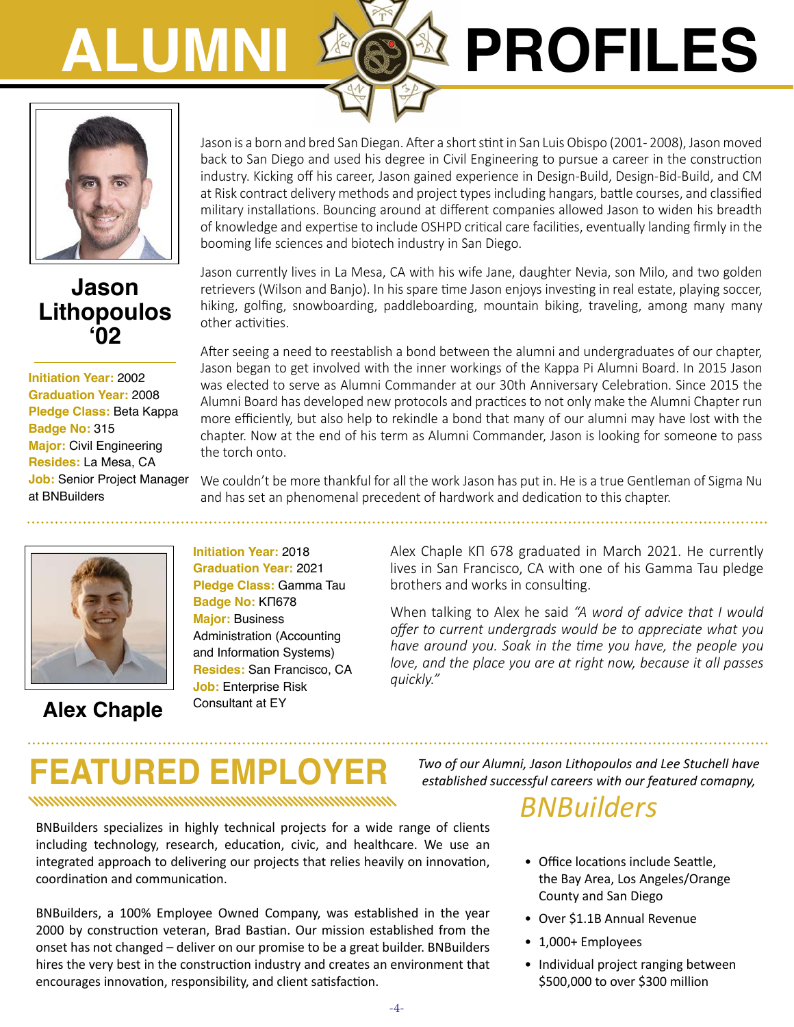# ALUMNI PROFILES

## Jason Lithopoulos '02

**Initiation Year:** 2002
**Graduation Year:** 2008
**Pledge Class:** Beta Kappa
**Badge No:** 315
**Major:** Civil Engineering
**Resides:** La Mesa, CA
**Job:** Senior Project Manager at BNBuilders

Jason is a born and bred San Diegan. After a short stint in San Luis Obispo (2001- 2008), Jason moved back to San Diego and used his degree in Civil Engineering to pursue a career in the construction industry. Kicking off his career, Jason gained experience in Design-Build, Design-Bid-Build, and CM at Risk contract delivery methods and project types including hangars, battle courses, and classified military installations. Bouncing around at different companies allowed Jason to widen his breadth of knowledge and expertise to include OSHPD critical care facilities, eventually landing firmly in the booming life sciences and biotech industry in San Diego.

Jason currently lives in La Mesa, CA with his wife Jane, daughter Nevia, son Milo, and two golden retrievers (Wilson and Banjo). In his spare time Jason enjoys investing in real estate, playing soccer, hiking, golfing, snowboarding, paddleboarding, mountain biking, traveling, among many many other activities.

After seeing a need to reestablish a bond between the alumni and undergraduates of our chapter, Jason began to get involved with the inner workings of the Kappa Pi Alumni Board. In 2015 Jason was elected to serve as Alumni Commander at our 30th Anniversary Celebration. Since 2015 the Alumni Board has developed new protocols and practices to not only make the Alumni Chapter run more efficiently, but also help to rekindle a bond that many of our alumni may have lost with the chapter. Now at the end of his term as Alumni Commander, Jason is looking for someone to pass the torch onto.

We couldn't be more thankful for all the work Jason has put in. He is a true Gentleman of Sigma Nu and has set an phenomenal precedent of hardwork and dedication to this chapter.

## Alex Chaple

**Initiation Year:** 2018
**Graduation Year:** 2021
**Pledge Class:** Gamma Tau
**Badge No:** KΠ678
**Major:** Business Administration (Accounting and Information Systems)
**Resides:** San Francisco, CA
**Job:** Enterprise Risk Consultant at EY

Alex Chaple KΠ 678 graduated in March 2021. He currently lives in San Francisco, CA with one of his Gamma Tau pledge brothers and works in consulting.

When talking to Alex he said *"A word of advice that I would offer to current undergrads would be to appreciate what you have around you. Soak in the time you have, the people you love, and the place you are at right now, because it all passes quickly."*

# FEATURED EMPLOYER

*Two of our Alumni, Jason Lithopoulos and Lee Stuchell have established successful careers with our featured comapny,*

## *BNBuilders*

BNBuilders specializes in highly technical projects for a wide range of clients including technology, research, education, civic, and healthcare. We use an integrated approach to delivering our projects that relies heavily on innovation, coordination and communication.

BNBuilders, a 100% Employee Owned Company, was established in the year 2000 by construction veteran, Brad Bastian. Our mission established from the onset has not changed – deliver on our promise to be a great builder. BNBuilders hires the very best in the construction industry and creates an environment that encourages innovation, responsibility, and client satisfaction.

- Office locations include Seattle, the Bay Area, Los Angeles/Orange County and San Diego
- Over $1.1B Annual Revenue
- 1,000+ Employees
- Individual project ranging between $500,000 to over $300 million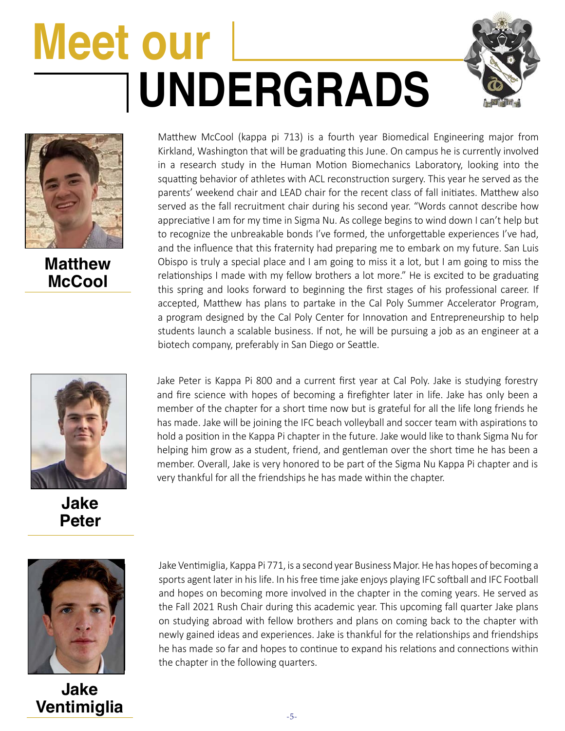# Meet our UNDERGRADS

## Matthew McCool

Matthew McCool (kappa pi 713) is a fourth year Biomedical Engineering major from Kirkland, Washington that will be graduating this June. On campus he is currently involved in a research study in the Human Motion Biomechanics Laboratory, looking into the squatting behavior of athletes with ACL reconstruction surgery. This year he served as the parents' weekend chair and LEAD chair for the recent class of fall initiates. Matthew also served as the fall recruitment chair during his second year. "Words cannot describe how appreciative I am for my time in Sigma Nu. As college begins to wind down I can't help but to recognize the unbreakable bonds I've formed, the unforgettable experiences I've had, and the influence that this fraternity had preparing me to embark on my future. San Luis Obispo is truly a special place and I am going to miss it a lot, but I am going to miss the relationships I made with my fellow brothers a lot more." He is excited to be graduating this spring and looks forward to beginning the first stages of his professional career. If accepted, Matthew has plans to partake in the Cal Poly Summer Accelerator Program, a program designed by the Cal Poly Center for Innovation and Entrepreneurship to help students launch a scalable business. If not, he will be pursuing a job as an engineer at a biotech company, preferably in San Diego or Seattle.

## Jake Peter

Jake Peter is Kappa Pi 800 and a current first year at Cal Poly. Jake is studying forestry and fire science with hopes of becoming a firefighter later in life. Jake has only been a member of the chapter for a short time now but is grateful for all the life long friends he has made. Jake will be joining the IFC beach volleyball and soccer team with aspirations to hold a position in the Kappa Pi chapter in the future. Jake would like to thank Sigma Nu for helping him grow as a student, friend, and gentleman over the short time he has been a member. Overall, Jake is very honored to be part of the Sigma Nu Kappa Pi chapter and is very thankful for all the friendships he has made within the chapter.

## Jake Ventimiglia

Jake Ventimiglia, Kappa Pi 771, is a second year Business Major. He has hopes of becoming a sports agent later in his life. In his free time jake enjoys playing IFC softball and IFC Football and hopes on becoming more involved in the chapter in the coming years. He served as the Fall 2021 Rush Chair during this academic year. This upcoming fall quarter Jake plans on studying abroad with fellow brothers and plans on coming back to the chapter with newly gained ideas and experiences. Jake is thankful for the relationships and friendships he has made so far and hopes to continue to expand his relations and connections within the chapter in the following quarters.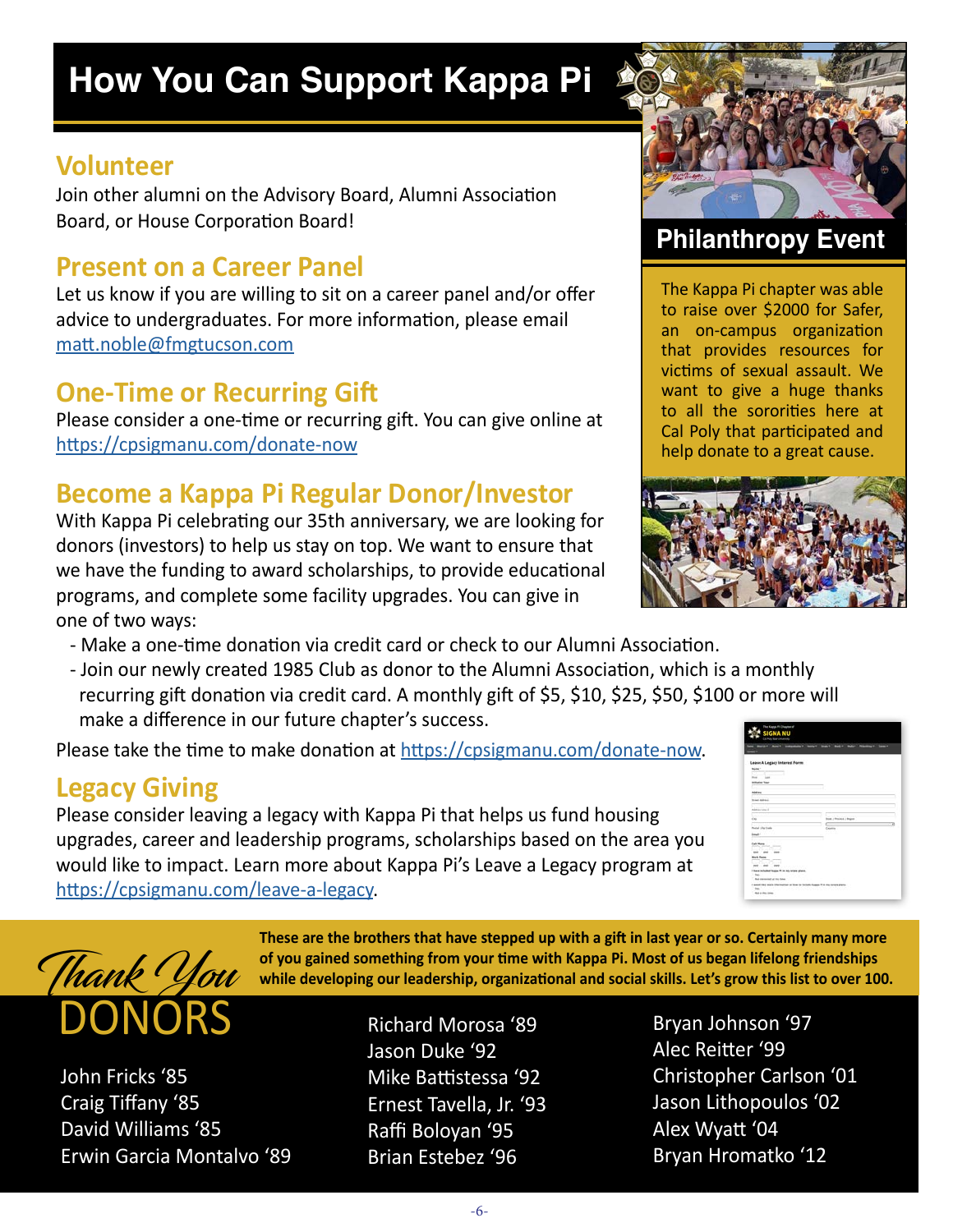# How You Can Support Kappa Pi

## Volunteer

Join other alumni on the Advisory Board, Alumni Association Board, or House Corporation Board!

## Present on a Career Panel

Let us know if you are willing to sit on a career panel and/or offer advice to undergraduates. For more information, please email matt.noble@fmgtucson.com

## One-Time or Recurring Gift

Please consider a one-time or recurring gift. You can give online at https://cpsigmanu.com/donate-now

## Become a Kappa Pi Regular Donor/Investor

With Kappa Pi celebrating our 35th anniversary, we are looking for donors (investors) to help us stay on top. We want to ensure that we have the funding to award scholarships, to provide educational programs, and complete some facility upgrades. You can give in one of two ways:

- Make a one-time donation via credit card or check to our Alumni Association.
- Join our newly created 1985 Club as donor to the Alumni Association, which is a monthly recurring gift donation via credit card. A monthly gift of $5, $10, $25, $50, $100 or more will make a difference in our future chapter's success.

Please take the time to make donation at https://cpsigmanu.com/donate-now.

## Legacy Giving

Please consider leaving a legacy with Kappa Pi that helps us fund housing upgrades, career and leadership programs, scholarships based on the area you would like to impact. Learn more about Kappa Pi's Leave a Legacy program at https://cpsigmanu.com/leave-a-legacy.

## Philanthropy Event

The Kappa Pi chapter was able to raise over $2000 for Safer, an on-campus organization that provides resources for victims of sexual assault. We want to give a huge thanks to all the sororities here at Cal Poly that participated and help donate to a great cause.

## *Thank You* DONORS

**These are the brothers that have stepped up with a gift in last year or so. Certainly many more of you gained something from your time with Kappa Pi. Most of us began lifelong friendships while developing our leadership, organizational and social skills. Let's grow this list to over 100.**

John Fricks '85
Craig Tiffany '85
David Williams '85
Erwin Garcia Montalvo '89
Richard Morosa '89
Jason Duke '92
Mike Battistessa '92
Ernest Tavella, Jr. '93
Raffi Boloyan '95
Brian Estebez '96
Bryan Johnson '97
Alec Reitter '99
Christopher Carlson '01
Jason Lithopoulos '02
Alex Wyatt '04
Bryan Hromatko '12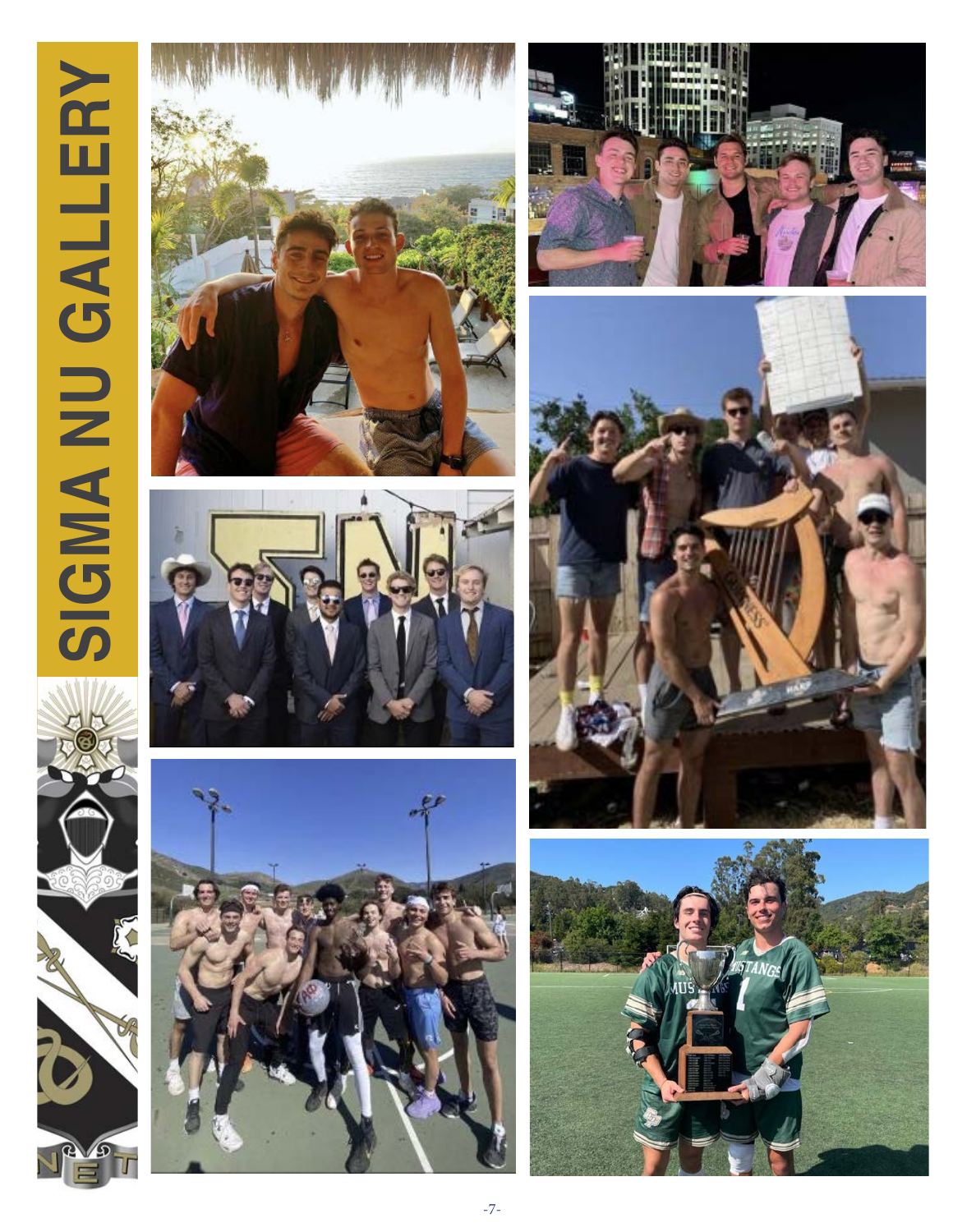# SIGMA NU GALLERY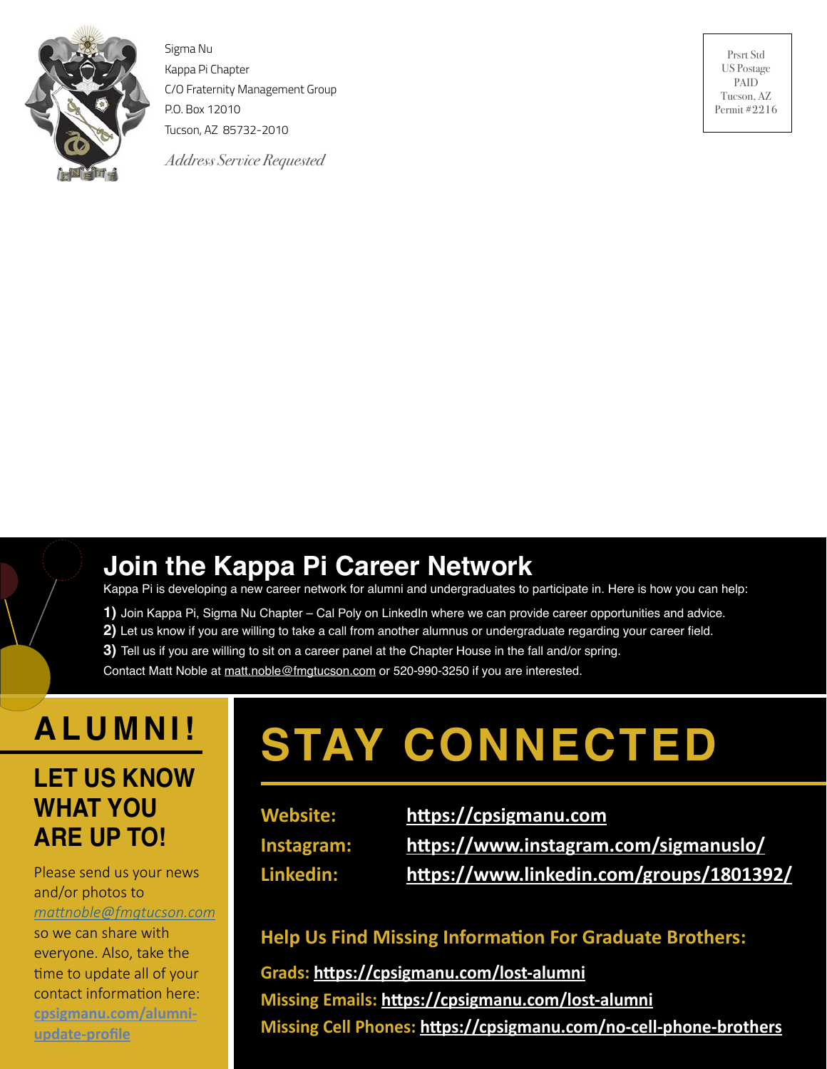Sigma Nu
Kappa Pi Chapter
C/O Fraternity Management Group
P.O. Box 12010
Tucson, AZ 85732-2010

*Address Service Requested*

Prsrt Std
US Postage
PAID
Tucson, AZ
Permit #2216

## Join the Kappa Pi Career Network

Kappa Pi is developing a new career network for alumni and undergraduates to participate in. Here is how you can help:

**1)** Join Kappa Pi, Sigma Nu Chapter – Cal Poly on LinkedIn where we can provide career opportunities and advice.
**2)** Let us know if you are willing to take a call from another alumnus or undergraduate regarding your career field.
**3)** Tell us if you are willing to sit on a career panel at the Chapter House in the fall and/or spring.

Contact Matt Noble at matt.noble@fmgtucson.com or 520-990-3250 if you are interested.

# ALUMNI!

## LET US KNOW WHAT YOU ARE UP TO!

Please send us your news and/or photos to *mattnoble@fmgtucson.com* so we can share with everyone. Also, take the time to update all of your contact information here: **cpsigmanu.com/alumni-update-profile**

# STAY CONNECTED

**Website:** **https://cpsigmanu.com**
**Instagram:** **https://www.instagram.com/sigmanuslo/**
**Linkedin:** **https://www.linkedin.com/groups/1801392/**

### Help Us Find Missing Information For Graduate Brothers:

**Grads:** **https://cpsigmanu.com/lost-alumni**
**Missing Emails:** **https://cpsigmanu.com/lost-alumni**
**Missing Cell Phones:** **https://cpsigmanu.com/no-cell-phone-brothers**